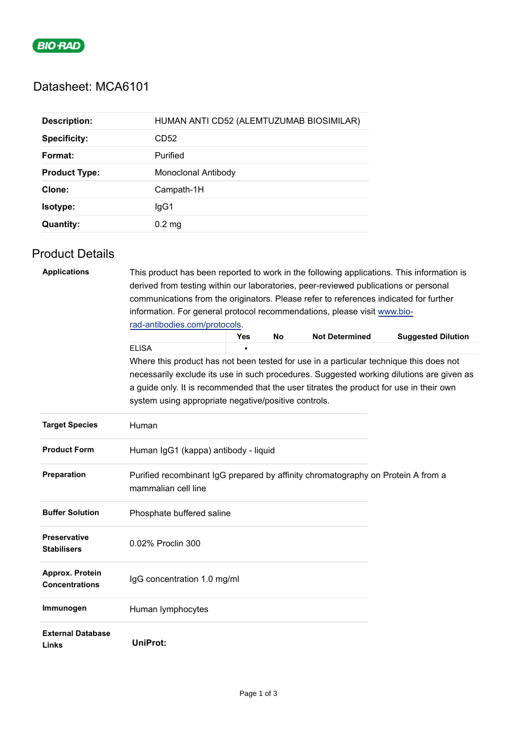# Datasheet: MCA6101

| | |
|---|---|
| **Description:** | HUMAN ANTI CD52 (ALEMTUZUMAB BIOSIMILAR) |
| **Specificity:** | CD52 |
| **Format:** | Purified |
| **Product Type:** | Monoclonal Antibody |
| **Clone:** | Campath-1H |
| **Isotype:** | IgG1 |
| **Quantity:** | 0.2 mg |

## Product Details

**Applications**

This product has been reported to work in the following applications. This information is derived from testing within our laboratories, peer-reviewed publications or personal communications from the originators. Please refer to references indicated for further information. For general protocol recommendations, please visit www.bio-rad-antibodies.com/protocols.

| | Yes | No | Not Determined | Suggested Dilution |
|---|---|---|---|---|
| ELISA | ▪ | | | |

Where this product has not been tested for use in a particular technique this does not necessarily exclude its use in such procedures. Suggested working dilutions are given as a guide only. It is recommended that the user titrates the product for use in their own system using appropriate negative/positive controls.

| | |
|---|---|
| **Target Species** | Human |
| **Product Form** | Human IgG1 (kappa) antibody - liquid |
| **Preparation** | Purified recombinant IgG prepared by affinity chromatography on Protein A from a mammalian cell line |
| **Buffer Solution** | Phosphate buffered saline |
| **Preservative Stabilisers** | 0.02% Proclin 300 |
| **Approx. Protein Concentrations** | IgG concentration 1.0 mg/ml |
| **Immunogen** | Human lymphocytes |
| **External Database Links** | **UniProt:** |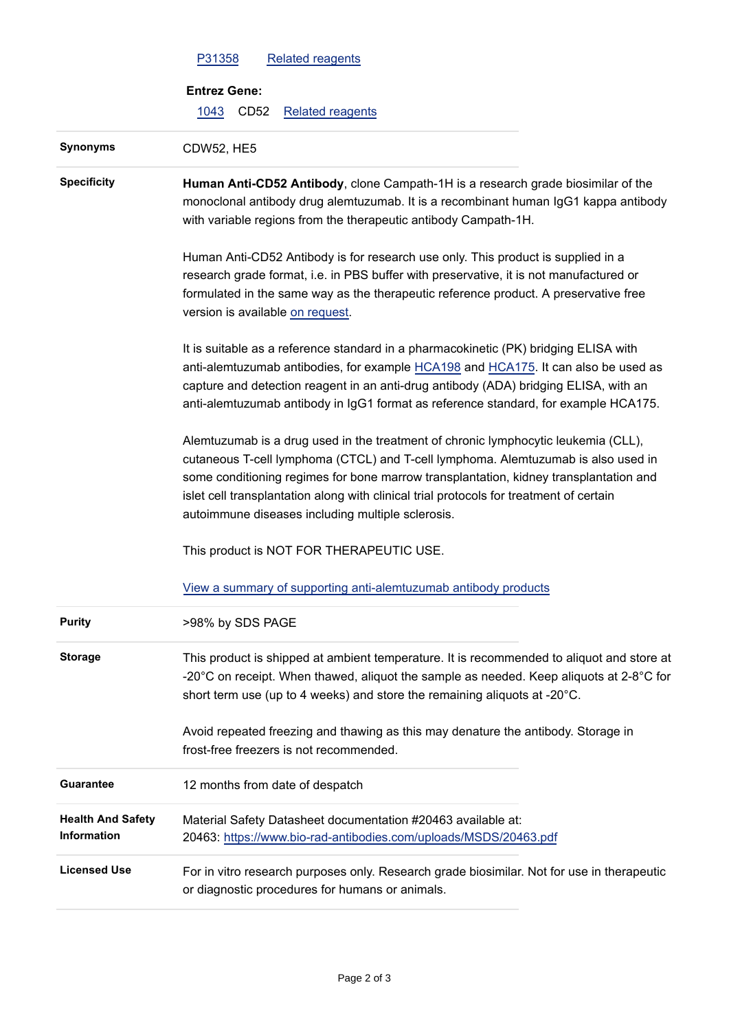[P31358](#) [Related reagents](#)

**Entrez Gene:**

[1043](#) CD52 [Related reagents](#)

| | |
|---|---|
| **Synonyms** | CDW52, HE5 |
| **Specificity** | **Human Anti-CD52 Antibody**, clone Campath-1H is a research grade biosimilar of the monoclonal antibody drug alemtuzumab. It is a recombinant human IgG1 kappa antibody with variable regions from the therapeutic antibody Campath-1H.<br><br>Human Anti-CD52 Antibody is for research use only. This product is supplied in a research grade format, i.e. in PBS buffer with preservative, it is not manufactured or formulated in the same way as the therapeutic reference product. A preservative free version is available [on request](#).<br><br>It is suitable as a reference standard in a pharmacokinetic (PK) bridging ELISA with anti-alemtuzumab antibodies, for example [HCA198](#) and [HCA175](#). It can also be used as capture and detection reagent in an anti-drug antibody (ADA) bridging ELISA, with an anti-alemtuzumab antibody in IgG1 format as reference standard, for example HCA175.<br><br>Alemtuzumab is a drug used in the treatment of chronic lymphocytic leukemia (CLL), cutaneous T-cell lymphoma (CTCL) and T-cell lymphoma. Alemtuzumab is also used in some conditioning regimes for bone marrow transplantation, kidney transplantation and islet cell transplantation along with clinical trial protocols for treatment of certain autoimmune diseases including multiple sclerosis.<br><br>This product is NOT FOR THERAPEUTIC USE.<br><br>[View a summary of supporting anti-alemtuzumab antibody products](#) |
| **Purity** | >98% by SDS PAGE |
| **Storage** | This product is shipped at ambient temperature. It is recommended to aliquot and store at -20°C on receipt. When thawed, aliquot the sample as needed. Keep aliquots at 2-8°C for short term use (up to 4 weeks) and store the remaining aliquots at -20°C.<br><br>Avoid repeated freezing and thawing as this may denature the antibody. Storage in frost-free freezers is not recommended. |
| **Guarantee** | 12 months from date of despatch |
| **Health And Safety Information** | Material Safety Datasheet documentation #20463 available at:<br>20463: [https://www.bio-rad-antibodies.com/uploads/MSDS/20463.pdf](https://www.bio-rad-antibodies.com/uploads/MSDS/20463.pdf) |
| **Licensed Use** | For in vitro research purposes only. Research grade biosimilar. Not for use in therapeutic or diagnostic procedures for humans or animals. |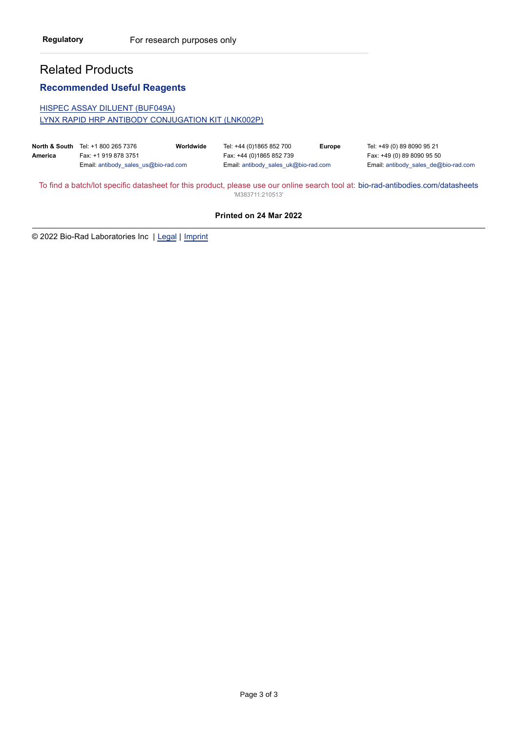| | |
|---|---|
| **Regulatory** | For research purposes only |

## Related Products

### Recommended Useful Reagents

HISPEC ASSAY DILUENT (BUF049A)
LYNX RAPID HRP ANTIBODY CONJUGATION KIT (LNK002P)

| | | | | | |
|---|---|---|---|---|---|
| **North & South America** | Tel: +1 800 265 7376<br>Fax: +1 919 878 3751<br>Email: antibody_sales_us@bio-rad.com | **Worldwide** | Tel: +44 (0)1865 852 700<br>Fax: +44 (0)1865 852 739<br>Email: antibody_sales_uk@bio-rad.com | **Europe** | Tel: +49 (0) 89 8090 95 21<br>Fax: +49 (0) 89 8090 95 50<br>Email: antibody_sales_de@bio-rad.com |

To find a batch/lot specific datasheet for this product, please use our online search tool at: bio-rad-antibodies.com/datasheets

'M383711:210513'

**Printed on 24 Mar 2022**

© 2022 Bio-Rad Laboratories Inc | Legal | Imprint